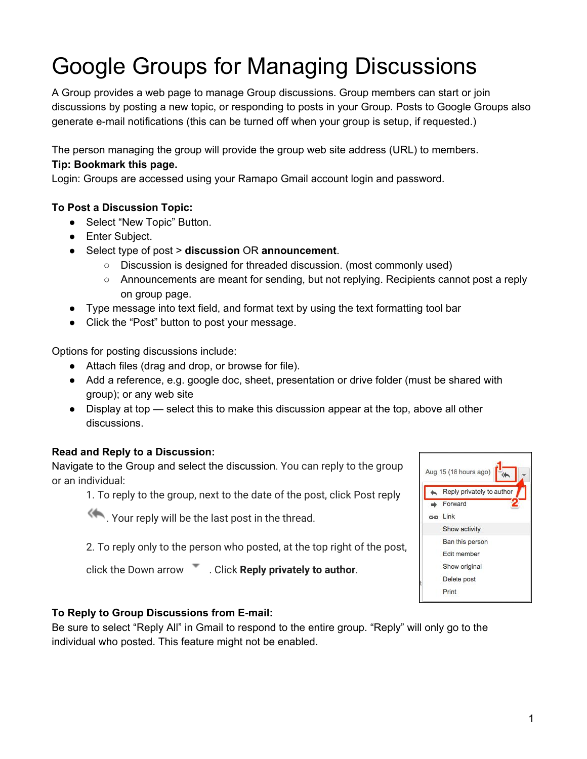# Google Groups for Managing Discussions

A Group provides a web page to manage Group discussions. Group members can start or join discussions by posting a new topic, or responding to posts in your Group. Posts to Google Groups also generate e-mail notifications (this can be turned off when your group is setup, if requested.)

The person managing the group will provide the group web site address (URL) to members.
**Tip: Bookmark this page.**
Login: Groups are accessed using your Ramapo Gmail account login and password.

**To Post a Discussion Topic:**

- Select "New Topic" Button.
- Enter Subject.
- Select type of post > **discussion** OR **announcement**.
  - Discussion is designed for threaded discussion. (most commonly used)
  - Announcements are meant for sending, but not replying. Recipients cannot post a reply on group page.
- Type message into text field, and format text by using the text formatting tool bar
- Click the "Post" button to post your message.

Options for posting discussions include:

- Attach files (drag and drop, or browse for file).
- Add a reference, e.g. google doc, sheet, presentation or drive folder (must be shared with group); or any web site
- Display at top — select this to make this discussion appear at the top, above all other discussions.

**Read and Reply to a Discussion:**
Navigate to the Group and select the discussion. You can reply to the group or an individual:

1. To reply to the group, next to the date of the post, click Post reply . Your reply will be the last post in the thread.

2. To reply only to the person who posted, at the top right of the post, click the Down arrow . Click **Reply privately to author**.

**To Reply to Group Discussions from E-mail:**
Be sure to select "Reply All" in Gmail to respond to the entire group. "Reply" will only go to the individual who posted. This feature might not be enabled.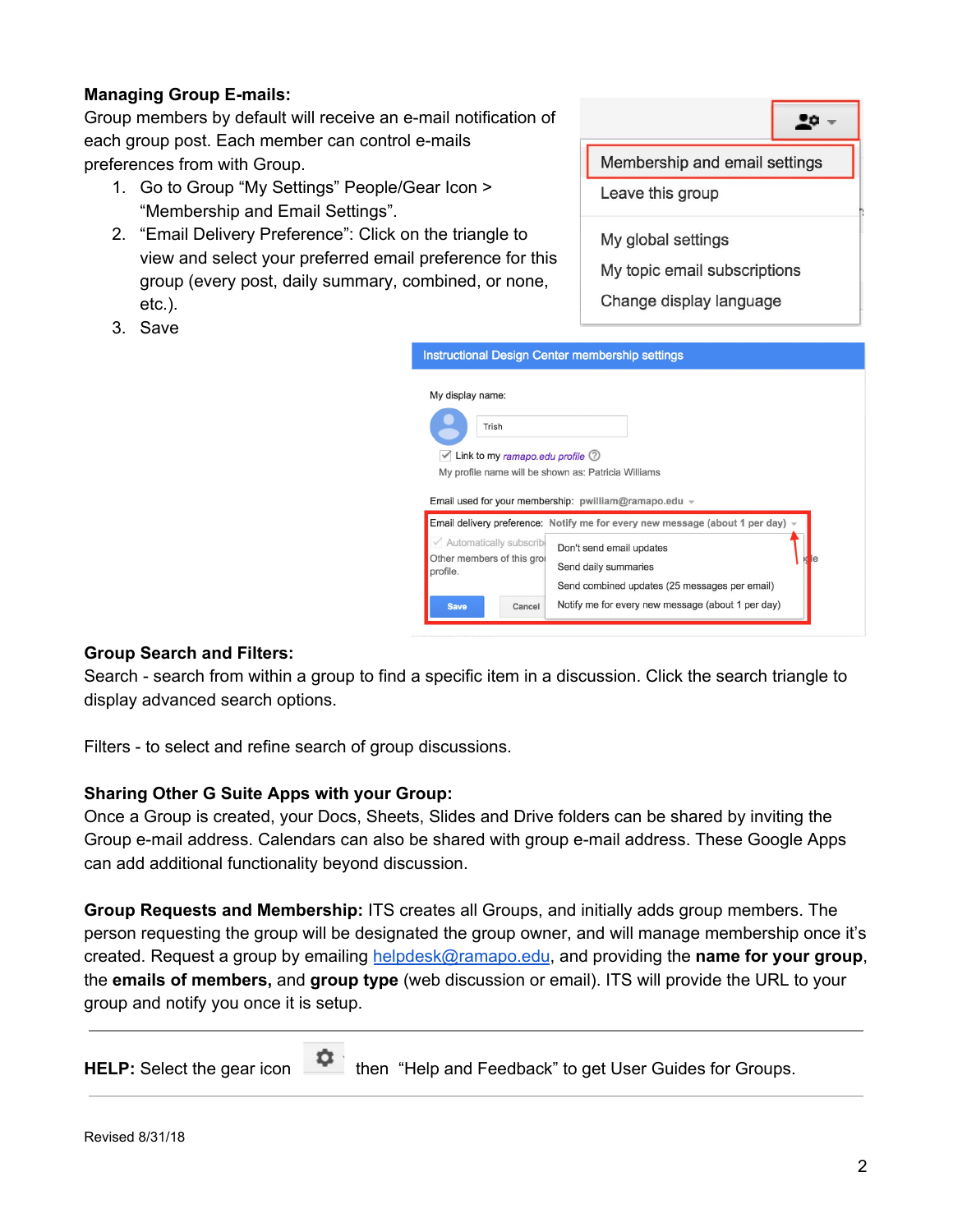**Managing Group E-mails:**
Group members by default will receive an e-mail notification of each group post. Each member can control e-mails preferences from with Group.

1. Go to Group "My Settings" People/Gear Icon > "Membership and Email Settings".
2. "Email Delivery Preference": Click on the triangle to view and select your preferred email preference for this group (every post, daily summary, combined, or none, etc.).
3. Save

**Group Search and Filters:**
Search - search from within a group to find a specific item in a discussion. Click the search triangle to display advanced search options.

Filters - to select and refine search of group discussions.

**Sharing Other G Suite Apps with your Group:**
Once a Group is created, your Docs, Sheets, Slides and Drive folders can be shared by inviting the Group e-mail address. Calendars can also be shared with group e-mail address. These Google Apps can add additional functionality beyond discussion.

**Group Requests and Membership:** ITS creates all Groups, and initially adds group members. The person requesting the group will be designated the group owner, and will manage membership once it's created. Request a group by emailing helpdesk@ramapo.edu, and providing the **name for your group**, the **emails of members,** and **group type** (web discussion or email). ITS will provide the URL to your group and notify you once it is setup.

---

**HELP:** Select the gear icon then "Help and Feedback" to get User Guides for Groups.

---

Revised 8/31/18